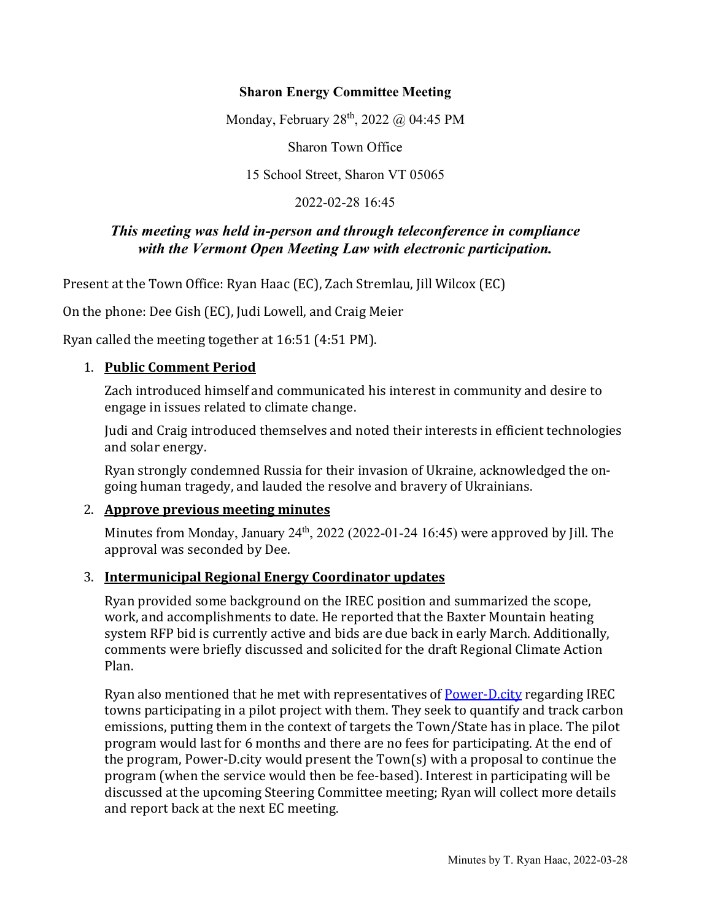**Sharon Energy Committee Meeting**

Monday, February 28th, 2022 @ 04:45 PM

Sharon Town Office

15 School Street, Sharon VT 05065

2022-02-28 16:45

***This meeting was held in-person and through teleconference in compliance with the Vermont Open Meeting Law with electronic participation.***

Present at the Town Office: Ryan Haac (EC), Zach Stremlau, Jill Wilcox (EC)

On the phone: Dee Gish (EC), Judi Lowell, and Craig Meier

Ryan called the meeting together at 16:51 (4:51 PM).

1. **Public Comment Period**

   Zach introduced himself and communicated his interest in community and desire to engage in issues related to climate change.

   Judi and Craig introduced themselves and noted their interests in efficient technologies and solar energy.

   Ryan strongly condemned Russia for their invasion of Ukraine, acknowledged the on-going human tragedy, and lauded the resolve and bravery of Ukrainians.

2. **Approve previous meeting minutes**

   Minutes from Monday, January 24th, 2022 (2022-01-24 16:45) were approved by Jill. The approval was seconded by Dee.

3. **Intermunicipal Regional Energy Coordinator updates**

   Ryan provided some background on the IREC position and summarized the scope, work, and accomplishments to date. He reported that the Baxter Mountain heating system RFP bid is currently active and bids are due back in early March. Additionally, comments were briefly discussed and solicited for the draft Regional Climate Action Plan.

   Ryan also mentioned that he met with representatives of [Power-D.city](Power-D.city) regarding IREC towns participating in a pilot project with them. They seek to quantify and track carbon emissions, putting them in the context of targets the Town/State has in place. The pilot program would last for 6 months and there are no fees for participating. At the end of the program, Power-D.city would present the Town(s) with a proposal to continue the program (when the service would then be fee-based). Interest in participating will be discussed at the upcoming Steering Committee meeting; Ryan will collect more details and report back at the next EC meeting.

Minutes by T. Ryan Haac, 2022-03-28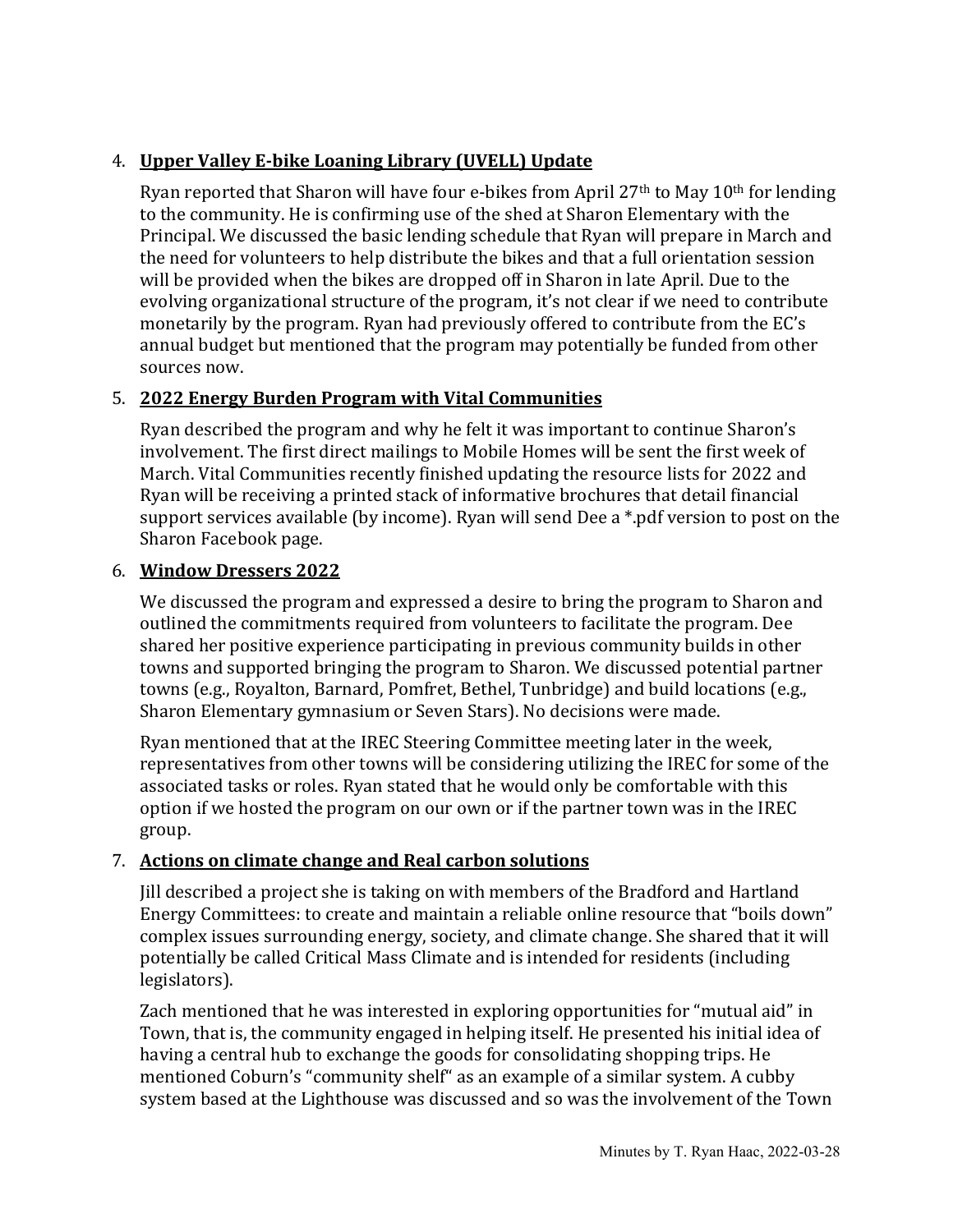4. **Upper Valley E-bike Loaning Library (UVELL) Update**

   Ryan reported that Sharon will have four e-bikes from April 27th to May 10th for lending to the community. He is confirming use of the shed at Sharon Elementary with the Principal. We discussed the basic lending schedule that Ryan will prepare in March and the need for volunteers to help distribute the bikes and that a full orientation session will be provided when the bikes are dropped off in Sharon in late April. Due to the evolving organizational structure of the program, it's not clear if we need to contribute monetarily by the program. Ryan had previously offered to contribute from the EC's annual budget but mentioned that the program may potentially be funded from other sources now.

5. **2022 Energy Burden Program with Vital Communities**

   Ryan described the program and why he felt it was important to continue Sharon's involvement. The first direct mailings to Mobile Homes will be sent the first week of March. Vital Communities recently finished updating the resource lists for 2022 and Ryan will be receiving a printed stack of informative brochures that detail financial support services available (by income). Ryan will send Dee a *.pdf version to post on the Sharon Facebook page.

6. **Window Dressers 2022**

   We discussed the program and expressed a desire to bring the program to Sharon and outlined the commitments required from volunteers to facilitate the program. Dee shared her positive experience participating in previous community builds in other towns and supported bringing the program to Sharon. We discussed potential partner towns (e.g., Royalton, Barnard, Pomfret, Bethel, Tunbridge) and build locations (e.g., Sharon Elementary gymnasium or Seven Stars). No decisions were made.

   Ryan mentioned that at the IREC Steering Committee meeting later in the week, representatives from other towns will be considering utilizing the IREC for some of the associated tasks or roles. Ryan stated that he would only be comfortable with this option if we hosted the program on our own or if the partner town was in the IREC group.

7. **Actions on climate change and Real carbon solutions**

   Jill described a project she is taking on with members of the Bradford and Hartland Energy Committees: to create and maintain a reliable online resource that "boils down" complex issues surrounding energy, society, and climate change. She shared that it will potentially be called Critical Mass Climate and is intended for residents (including legislators).

   Zach mentioned that he was interested in exploring opportunities for "mutual aid" in Town, that is, the community engaged in helping itself. He presented his initial idea of having a central hub to exchange the goods for consolidating shopping trips. He mentioned Coburn's "community shelf" as an example of a similar system. A cubby system based at the Lighthouse was discussed and so was the involvement of the Town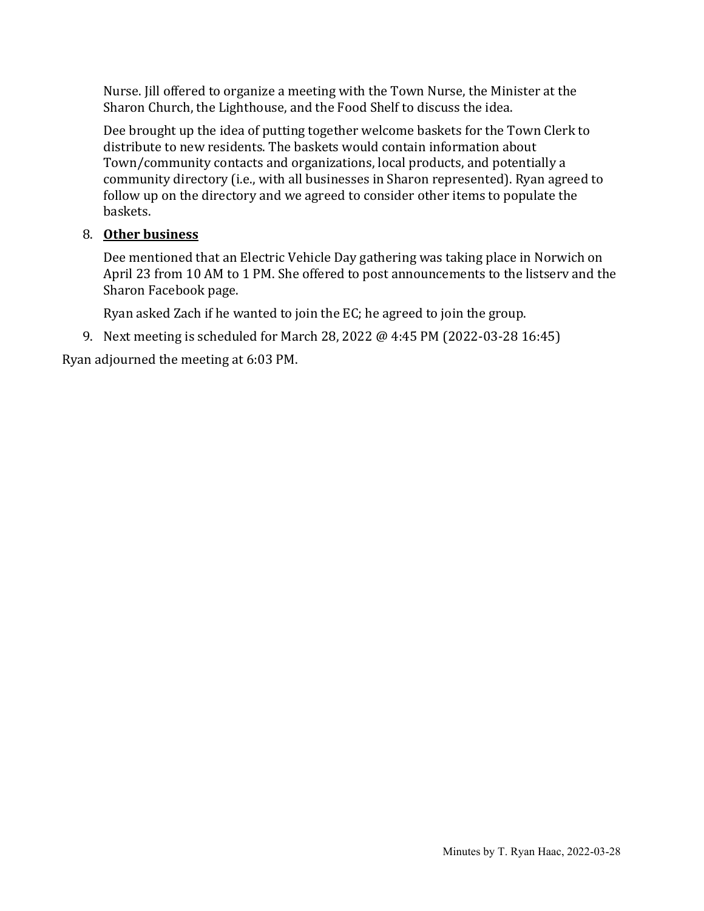Nurse. Jill offered to organize a meeting with the Town Nurse, the Minister at the Sharon Church, the Lighthouse, and the Food Shelf to discuss the idea.

Dee brought up the idea of putting together welcome baskets for the Town Clerk to distribute to new residents. The baskets would contain information about Town/community contacts and organizations, local products, and potentially a community directory (i.e., with all businesses in Sharon represented). Ryan agreed to follow up on the directory and we agreed to consider other items to populate the baskets.

8. **Other business**

   Dee mentioned that an Electric Vehicle Day gathering was taking place in Norwich on April 23 from 10 AM to 1 PM. She offered to post announcements to the listserv and the Sharon Facebook page.

   Ryan asked Zach if he wanted to join the EC; he agreed to join the group.

9. Next meeting is scheduled for March 28, 2022 @ 4:45 PM (2022-03-28 16:45)

Ryan adjourned the meeting at 6:03 PM.

Minutes by T. Ryan Haac, 2022-03-28